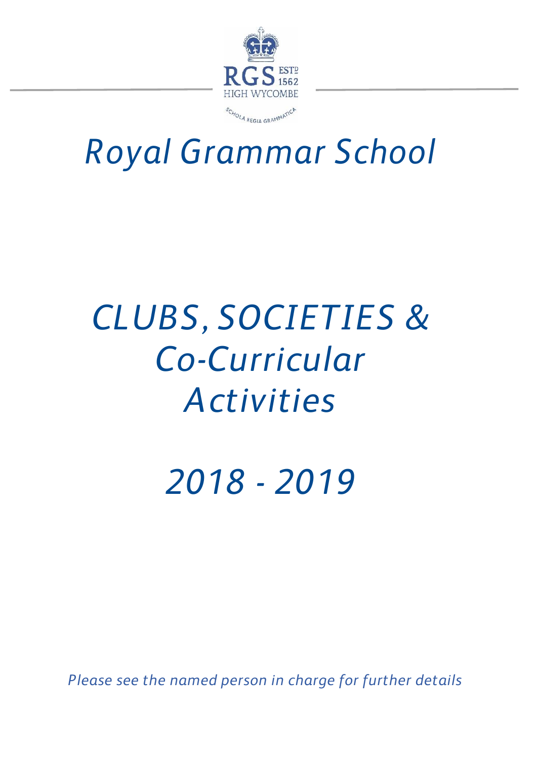RGS ESTD 1562
HIGH WYCOMBE
SCHOLA REGIA GRAMMATICA

# *Royal Grammar School*

# *CLUBS, SOCIETIES & Co-Curricular Activities*

# *2018 - 2019*

*Please see the named person in charge for further details*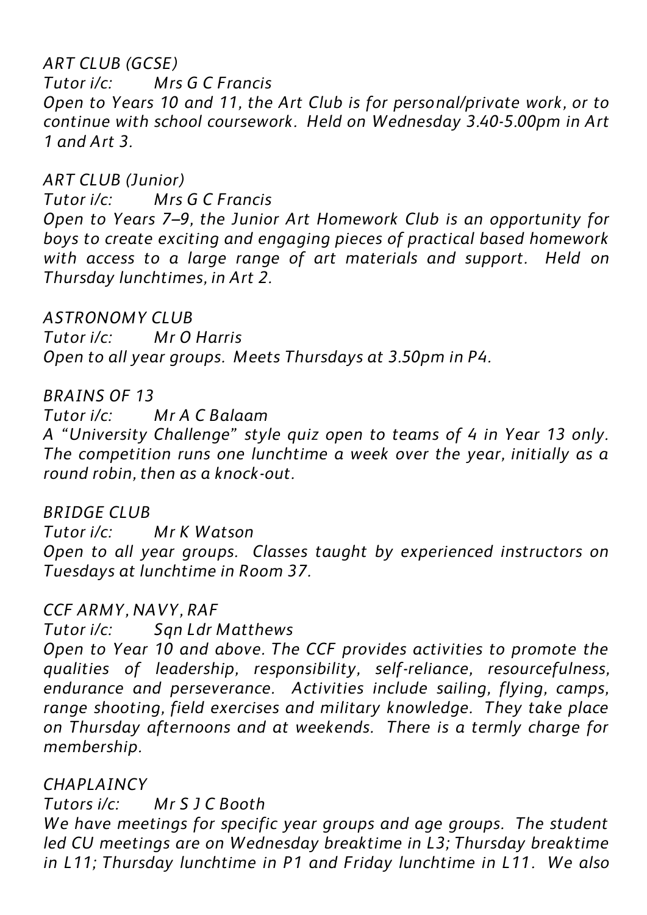*ART CLUB (GCSE)*

*Tutor i/c: Mrs G C Francis*

*Open to Years 10 and 11, the Art Club is for personal/private work, or to continue with school coursework. Held on Wednesday 3.40-5.00pm in Art 1 and Art 3.*

*ART CLUB (Junior)*

*Tutor i/c: Mrs G C Francis*

*Open to Years 7–9, the Junior Art Homework Club is an opportunity for boys to create exciting and engaging pieces of practical based homework with access to a large range of art materials and support. Held on Thursday lunchtimes, in Art 2.*

*ASTRONOMY CLUB*

*Tutor i/c: Mr O Harris*

*Open to all year groups. Meets Thursdays at 3.50pm in P4.*

*BRAINS OF 13*

*Tutor i/c: Mr A C Balaam*

*A "University Challenge" style quiz open to teams of 4 in Year 13 only. The competition runs one lunchtime a week over the year, initially as a round robin, then as a knock-out.*

*BRIDGE CLUB*

*Tutor i/c: Mr K Watson*

*Open to all year groups. Classes taught by experienced instructors on Tuesdays at lunchtime in Room 37.*

*CCF ARMY, NAVY, RAF*

*Tutor i/c: Sqn Ldr Matthews*

*Open to Year 10 and above. The CCF provides activities to promote the qualities of leadership, responsibility, self-reliance, resourcefulness, endurance and perseverance. Activities include sailing, flying, camps, range shooting, field exercises and military knowledge. They take place on Thursday afternoons and at weekends. There is a termly charge for membership.*

*CHAPLAINCY*

*Tutors i/c: Mr S J C Booth*

*We have meetings for specific year groups and age groups. The student led CU meetings are on Wednesday breaktime in L3; Thursday breaktime in L11; Thursday lunchtime in P1 and Friday lunchtime in L11. We also*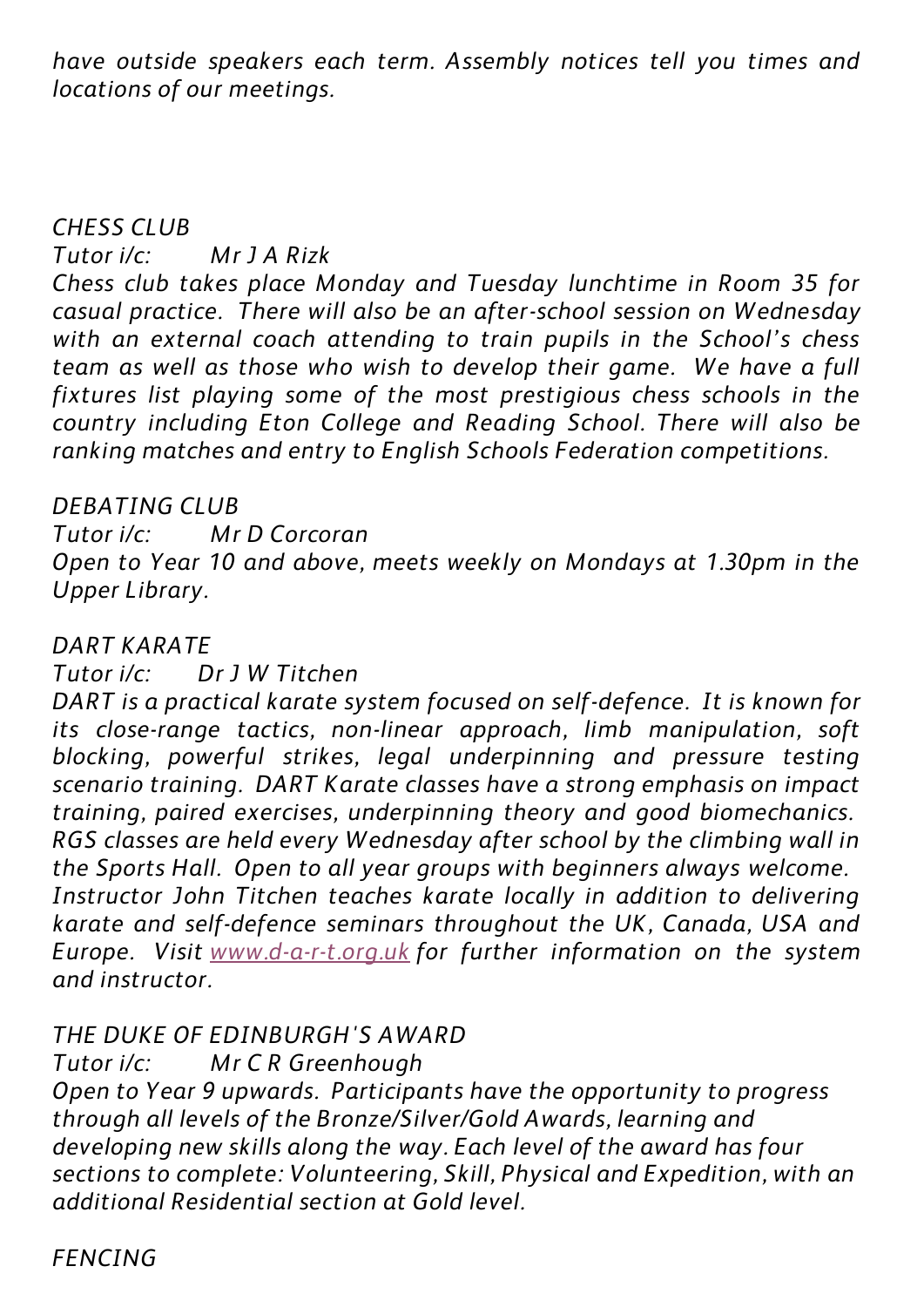*have outside speakers each term. Assembly notices tell you times and locations of our meetings.*

### *CHESS CLUB*

*Tutor i/c: Mr J A Rizk*

*Chess club takes place Monday and Tuesday lunchtime in Room 35 for casual practice. There will also be an after-school session on Wednesday with an external coach attending to train pupils in the School's chess team as well as those who wish to develop their game. We have a full fixtures list playing some of the most prestigious chess schools in the country including Eton College and Reading School. There will also be ranking matches and entry to English Schools Federation competitions.*

### *DEBATING CLUB*

*Tutor i/c: Mr D Corcoran*

*Open to Year 10 and above, meets weekly on Mondays at 1.30pm in the Upper Library.*

### *DART KARATE*

*Tutor i/c: Dr J W Titchen*

*DART is a practical karate system focused on self-defence. It is known for its close-range tactics, non-linear approach, limb manipulation, soft blocking, powerful strikes, legal underpinning and pressure testing scenario training. DART Karate classes have a strong emphasis on impact training, paired exercises, underpinning theory and good biomechanics. RGS classes are held every Wednesday after school by the climbing wall in the Sports Hall. Open to all year groups with beginners always welcome. Instructor John Titchen teaches karate locally in addition to delivering karate and self-defence seminars throughout the UK, Canada, USA and Europe. Visit [www.d-a-r-t.org.uk](http://www.d-a-r-t.org.uk) for further information on the system and instructor.*

### *THE DUKE OF EDINBURGH'S AWARD*

*Tutor i/c: Mr C R Greenhough*

*Open to Year 9 upwards. Participants have the opportunity to progress through all levels of the Bronze/Silver/Gold Awards, learning and developing new skills along the way. Each level of the award has four sections to complete: Volunteering, Skill, Physical and Expedition, with an additional Residential section at Gold level.*

### *FENCING*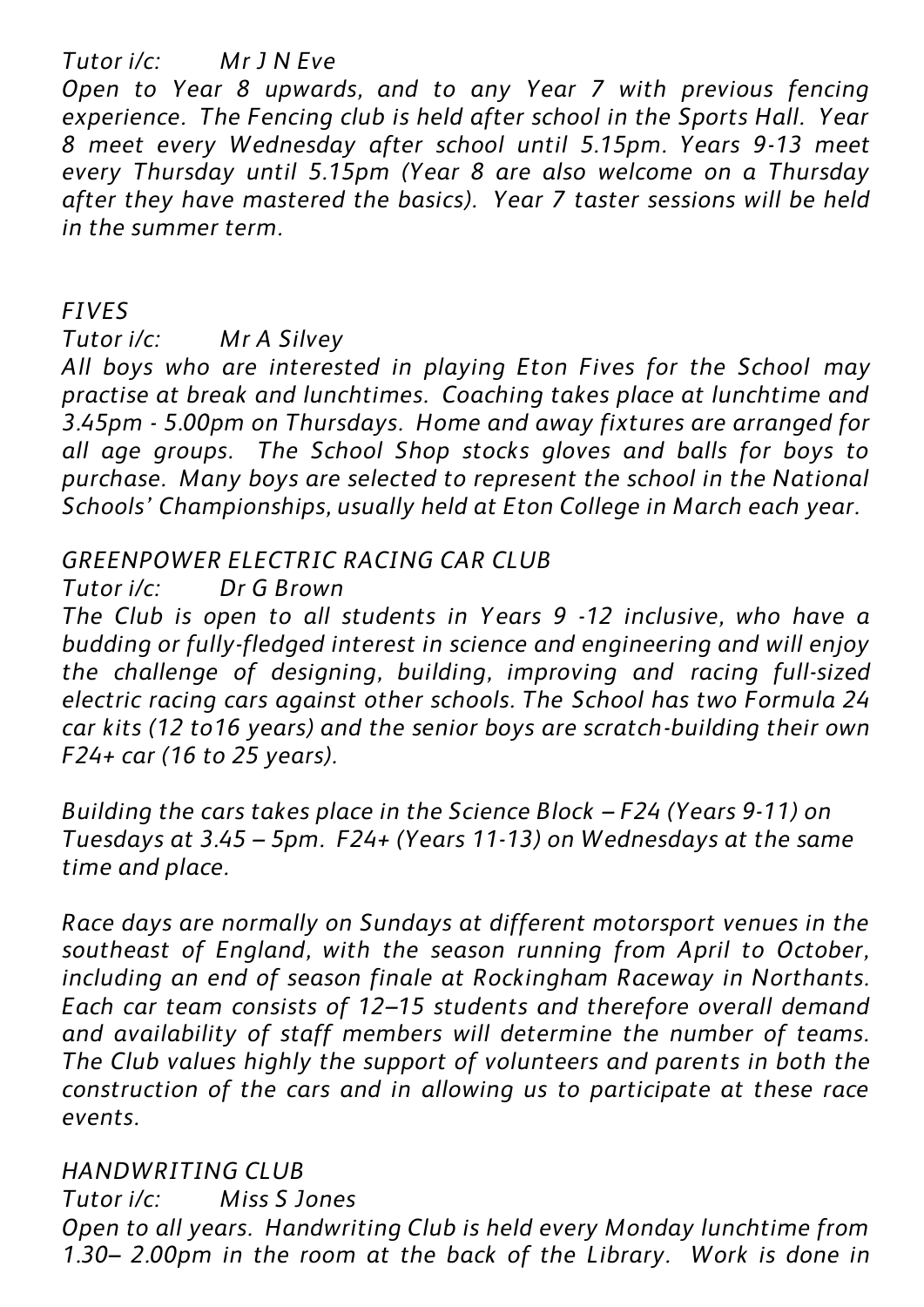*Tutor i/c: Mr J N Eve*

*Open to Year 8 upwards, and to any Year 7 with previous fencing experience. The Fencing club is held after school in the Sports Hall. Year 8 meet every Wednesday after school until 5.15pm. Years 9-13 meet every Thursday until 5.15pm (Year 8 are also welcome on a Thursday after they have mastered the basics). Year 7 taster sessions will be held in the summer term.*

### *FIVES*

*Tutor i/c: Mr A Silvey*

*All boys who are interested in playing Eton Fives for the School may practise at break and lunchtimes. Coaching takes place at lunchtime and 3.45pm - 5.00pm on Thursdays. Home and away fixtures are arranged for all age groups. The School Shop stocks gloves and balls for boys to purchase. Many boys are selected to represent the school in the National Schools' Championships, usually held at Eton College in March each year.*

### *GREENPOWER ELECTRIC RACING CAR CLUB*

*Tutor i/c: Dr G Brown*

*The Club is open to all students in Years 9 -12 inclusive, who have a budding or fully-fledged interest in science and engineering and will enjoy the challenge of designing, building, improving and racing full-sized electric racing cars against other schools. The School has two Formula 24 car kits (12 to16 years) and the senior boys are scratch-building their own F24+ car (16 to 25 years).*

*Building the cars takes place in the Science Block – F24 (Years 9-11) on Tuesdays at 3.45 – 5pm. F24+ (Years 11-13) on Wednesdays at the same time and place.*

*Race days are normally on Sundays at different motorsport venues in the southeast of England, with the season running from April to October, including an end of season finale at Rockingham Raceway in Northants. Each car team consists of 12–15 students and therefore overall demand and availability of staff members will determine the number of teams. The Club values highly the support of volunteers and parents in both the construction of the cars and in allowing us to participate at these race events.*

### *HANDWRITING CLUB*

*Tutor i/c: Miss S Jones*

*Open to all years. Handwriting Club is held every Monday lunchtime from 1.30– 2.00pm in the room at the back of the Library. Work is done in*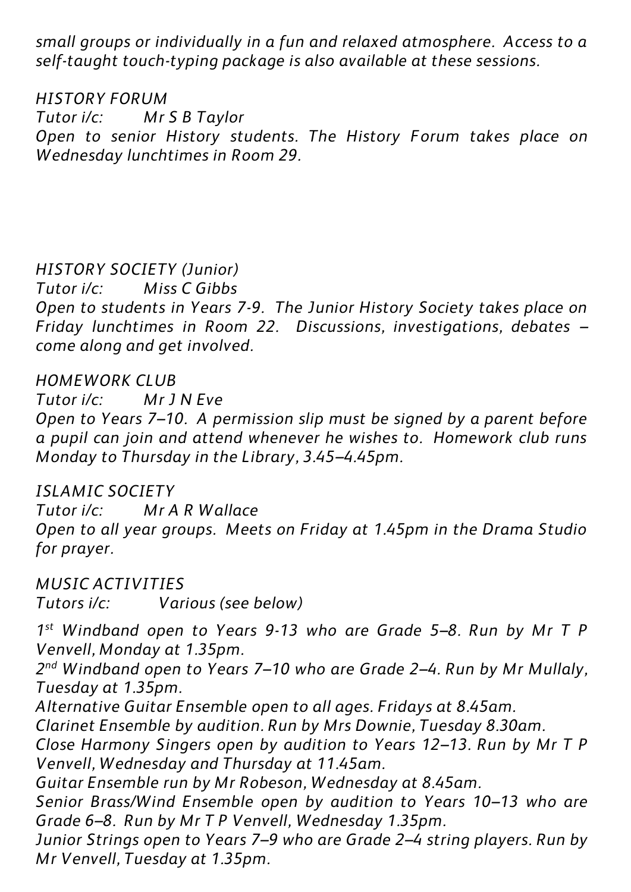*small groups or individually in a fun and relaxed atmosphere. Access to a self-taught touch-typing package is also available at these sessions.*

*HISTORY FORUM*

*Tutor i/c: Mr S B Taylor*

*Open to senior History students. The History Forum takes place on Wednesday lunchtimes in Room 29.*

*HISTORY SOCIETY (Junior)*

*Tutor i/c: Miss C Gibbs*

*Open to students in Years 7-9. The Junior History Society takes place on Friday lunchtimes in Room 22. Discussions, investigations, debates – come along and get involved.*

*HOMEWORK CLUB*

*Tutor i/c: Mr J N Eve*

*Open to Years 7–10. A permission slip must be signed by a parent before a pupil can join and attend whenever he wishes to. Homework club runs Monday to Thursday in the Library, 3.45–4.45pm.*

*ISLAMIC SOCIETY*

*Tutor i/c: Mr A R Wallace*

*Open to all year groups. Meets on Friday at 1.45pm in the Drama Studio for prayer.*

*MUSIC ACTIVITIES*

*Tutors i/c: Various (see below)*

*1st Windband open to Years 9-13 who are Grade 5–8. Run by Mr T P Venvell, Monday at 1.35pm.*

*2nd Windband open to Years 7–10 who are Grade 2–4. Run by Mr Mullaly, Tuesday at 1.35pm.*

*Alternative Guitar Ensemble open to all ages. Fridays at 8.45am.*

*Clarinet Ensemble by audition. Run by Mrs Downie, Tuesday 8.30am.*

*Close Harmony Singers open by audition to Years 12–13. Run by Mr T P Venvell, Wednesday and Thursday at 11.45am.*

*Guitar Ensemble run by Mr Robeson, Wednesday at 8.45am.*

*Senior Brass/Wind Ensemble open by audition to Years 10–13 who are Grade 6–8. Run by Mr T P Venvell, Wednesday 1.35pm.*

*Junior Strings open to Years 7–9 who are Grade 2–4 string players. Run by Mr Venvell, Tuesday at 1.35pm.*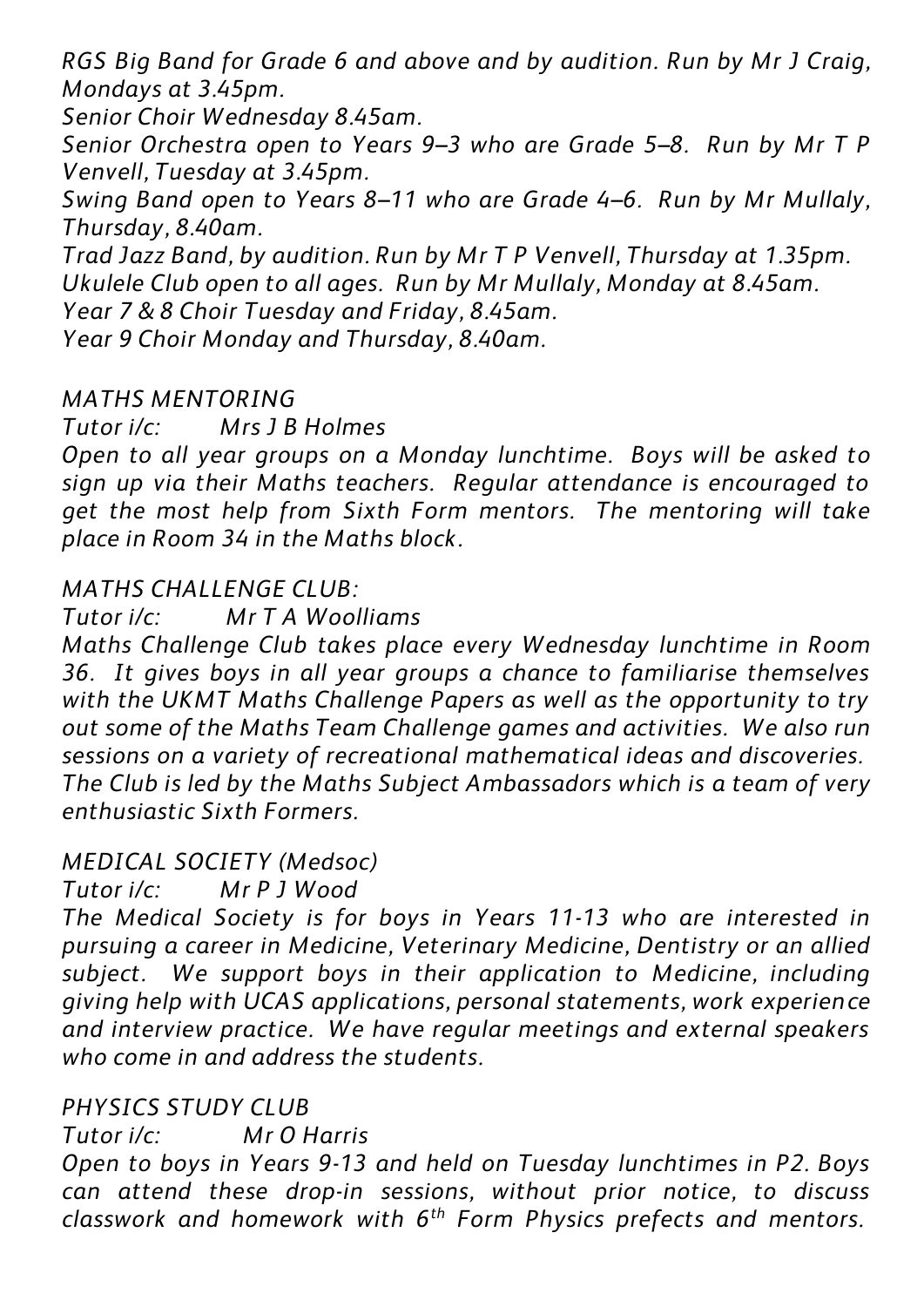*RGS Big Band for Grade 6 and above and by audition. Run by Mr J Craig, Mondays at 3.45pm.*
*Senior Choir Wednesday 8.45am.*
*Senior Orchestra open to Years 9–3 who are Grade 5–8. Run by Mr T P Venvell, Tuesday at 3.45pm.*
*Swing Band open to Years 8–11 who are Grade 4–6. Run by Mr Mullaly, Thursday, 8.40am.*
*Trad Jazz Band, by audition. Run by Mr T P Venvell, Thursday at 1.35pm.*
*Ukulele Club open to all ages. Run by Mr Mullaly, Monday at 8.45am.*
*Year 7 & 8 Choir Tuesday and Friday, 8.45am.*
*Year 9 Choir Monday and Thursday, 8.40am.*

*MATHS MENTORING*

*Tutor i/c: Mrs J B Holmes*

*Open to all year groups on a Monday lunchtime. Boys will be asked to sign up via their Maths teachers. Regular attendance is encouraged to get the most help from Sixth Form mentors. The mentoring will take place in Room 34 in the Maths block.*

*MATHS CHALLENGE CLUB:*

*Tutor i/c: Mr T A Woolliams*

*Maths Challenge Club takes place every Wednesday lunchtime in Room 36. It gives boys in all year groups a chance to familiarise themselves with the UKMT Maths Challenge Papers as well as the opportunity to try out some of the Maths Team Challenge games and activities. We also run sessions on a variety of recreational mathematical ideas and discoveries. The Club is led by the Maths Subject Ambassadors which is a team of very enthusiastic Sixth Formers.*

*MEDICAL SOCIETY (Medsoc)*

*Tutor i/c: Mr P J Wood*

*The Medical Society is for boys in Years 11-13 who are interested in pursuing a career in Medicine, Veterinary Medicine, Dentistry or an allied subject. We support boys in their application to Medicine, including giving help with UCAS applications, personal statements, work experience and interview practice. We have regular meetings and external speakers who come in and address the students.*

*PHYSICS STUDY CLUB*

*Tutor i/c: Mr O Harris*

*Open to boys in Years 9-13 and held on Tuesday lunchtimes in P2. Boys can attend these drop-in sessions, without prior notice, to discuss classwork and homework with 6th Form Physics prefects and mentors.*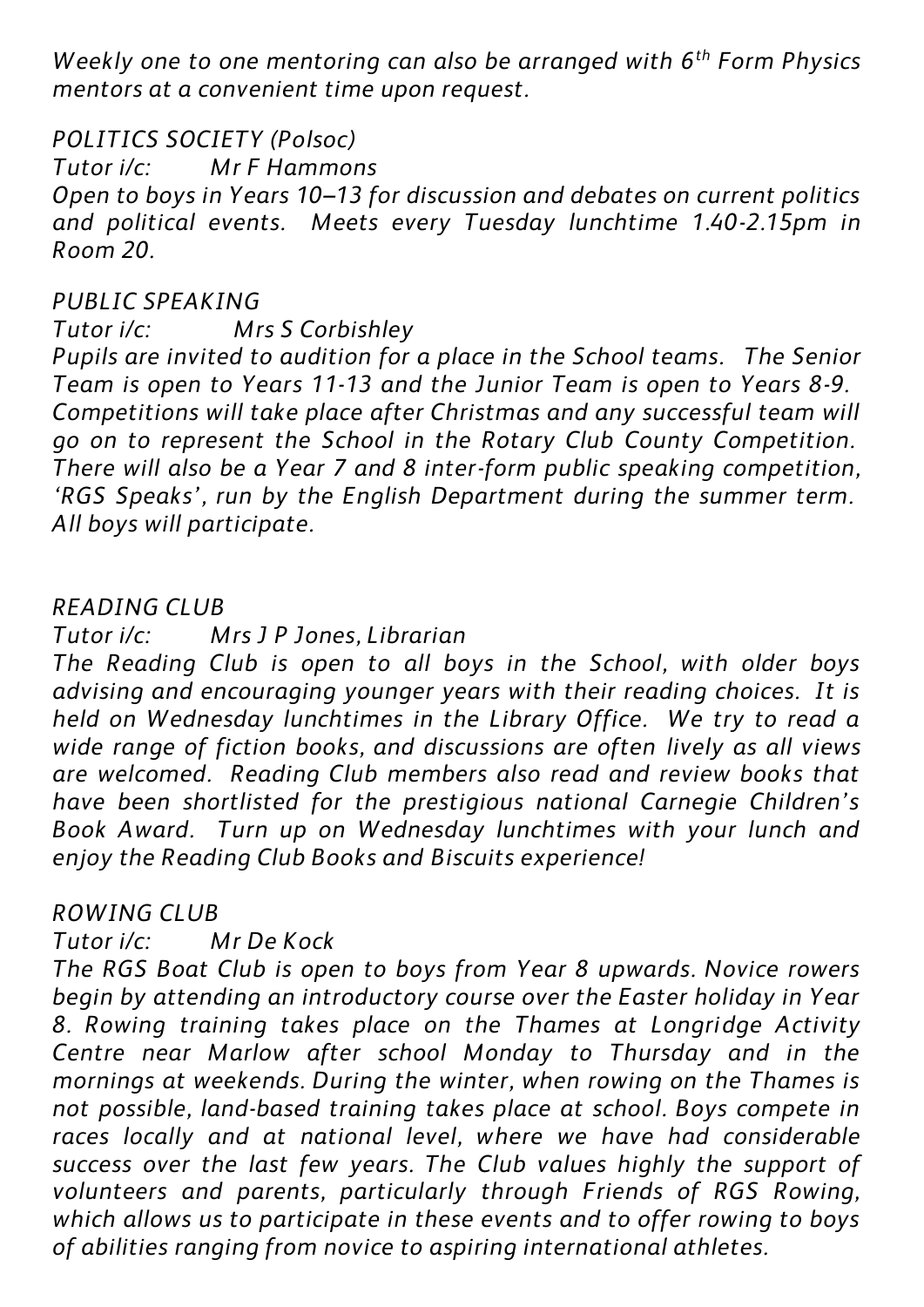*Weekly one to one mentoring can also be arranged with 6th Form Physics mentors at a convenient time upon request.*

*POLITICS SOCIETY (Polsoc)*

*Tutor i/c: Mr F Hammons*

*Open to boys in Years 10–13 for discussion and debates on current politics and political events. Meets every Tuesday lunchtime 1.40-2.15pm in Room 20.*

*PUBLIC SPEAKING*

*Tutor i/c: Mrs S Corbishley*

*Pupils are invited to audition for a place in the School teams. The Senior Team is open to Years 11-13 and the Junior Team is open to Years 8-9. Competitions will take place after Christmas and any successful team will go on to represent the School in the Rotary Club County Competition. There will also be a Year 7 and 8 inter-form public speaking competition, 'RGS Speaks', run by the English Department during the summer term. All boys will participate.*

*READING CLUB*

*Tutor i/c: Mrs J P Jones, Librarian*

*The Reading Club is open to all boys in the School, with older boys advising and encouraging younger years with their reading choices. It is held on Wednesday lunchtimes in the Library Office. We try to read a wide range of fiction books, and discussions are often lively as all views are welcomed. Reading Club members also read and review books that have been shortlisted for the prestigious national Carnegie Children's Book Award. Turn up on Wednesday lunchtimes with your lunch and enjoy the Reading Club Books and Biscuits experience!*

*ROWING CLUB*

*Tutor i/c: Mr De Kock*

*The RGS Boat Club is open to boys from Year 8 upwards. Novice rowers begin by attending an introductory course over the Easter holiday in Year 8. Rowing training takes place on the Thames at Longridge Activity Centre near Marlow after school Monday to Thursday and in the mornings at weekends. During the winter, when rowing on the Thames is not possible, land-based training takes place at school. Boys compete in races locally and at national level, where we have had considerable success over the last few years. The Club values highly the support of volunteers and parents, particularly through Friends of RGS Rowing, which allows us to participate in these events and to offer rowing to boys of abilities ranging from novice to aspiring international athletes.*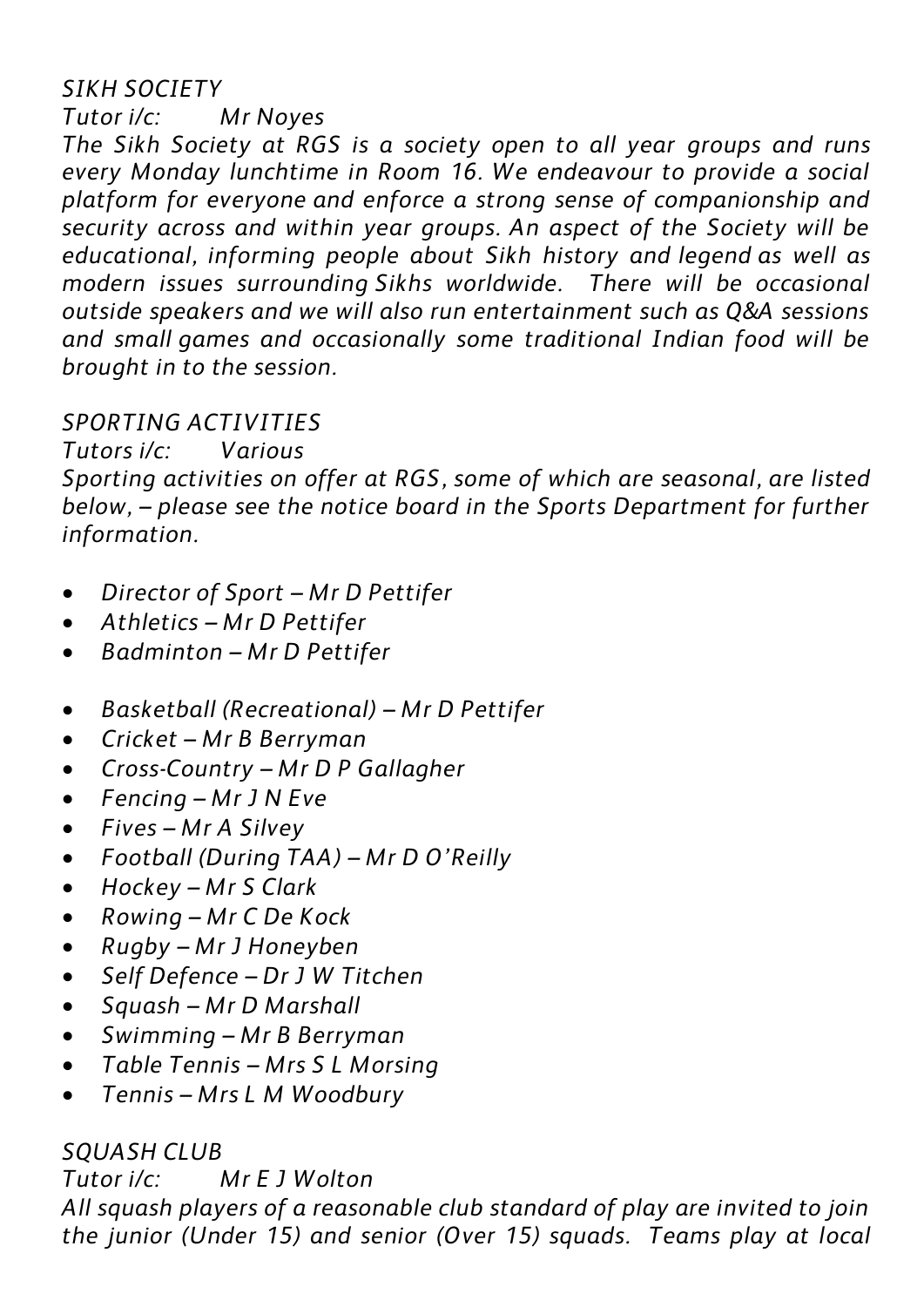## *SIKH SOCIETY*

*Tutor i/c: Mr Noyes*

*The Sikh Society at RGS is a society open to all year groups and runs every Monday lunchtime in Room 16. We endeavour to provide a social platform for everyone and enforce a strong sense of companionship and security across and within year groups. An aspect of the Society will be educational, informing people about Sikh history and legend as well as modern issues surrounding Sikhs worldwide. There will be occasional outside speakers and we will also run entertainment such as Q&A sessions and small games and occasionally some traditional Indian food will be brought in to the session.*

## *SPORTING ACTIVITIES*

*Tutors i/c: Various*

*Sporting activities on offer at RGS, some of which are seasonal, are listed below, – please see the notice board in the Sports Department for further information.*

- *Director of Sport – Mr D Pettifer*
- *Athletics – Mr D Pettifer*
- *Badminton – Mr D Pettifer*

- *Basketball (Recreational) – Mr D Pettifer*
- *Cricket – Mr B Berryman*
- *Cross-Country – Mr D P Gallagher*
- *Fencing – Mr J N Eve*
- *Fives – Mr A Silvey*
- *Football (During TAA) – Mr D O'Reilly*
- *Hockey – Mr S Clark*
- *Rowing – Mr C De Kock*
- *Rugby – Mr J Honeyben*
- *Self Defence – Dr J W Titchen*
- *Squash – Mr D Marshall*
- *Swimming – Mr B Berryman*
- *Table Tennis – Mrs S L Morsing*
- *Tennis – Mrs L M Woodbury*

## *SQUASH CLUB*

*Tutor i/c: Mr E J Wolton*

*All squash players of a reasonable club standard of play are invited to join the junior (Under 15) and senior (Over 15) squads. Teams play at local*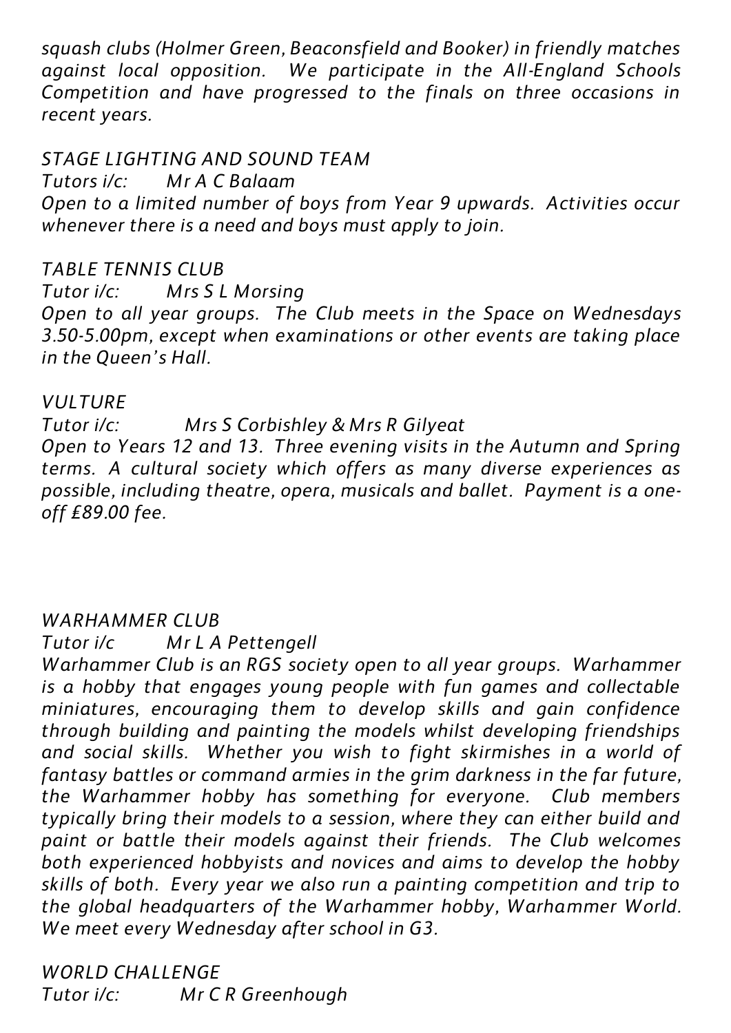*squash clubs (Holmer Green, Beaconsfield and Booker) in friendly matches against local opposition. We participate in the All-England Schools Competition and have progressed to the finals on three occasions in recent years.*

*STAGE LIGHTING AND SOUND TEAM*

*Tutors i/c: Mr A C Balaam*

*Open to a limited number of boys from Year 9 upwards. Activities occur whenever there is a need and boys must apply to join.*

*TABLE TENNIS CLUB*

*Tutor i/c: Mrs S L Morsing*

*Open to all year groups. The Club meets in the Space on Wednesdays 3.50-5.00pm, except when examinations or other events are taking place in the Queen's Hall.*

*VULTURE*

*Tutor i/c: Mrs S Corbishley & Mrs R Gilyeat*

*Open to Years 12 and 13. Three evening visits in the Autumn and Spring terms. A cultural society which offers as many diverse experiences as possible, including theatre, opera, musicals and ballet. Payment is a one-off £89.00 fee.*

*WARHAMMER CLUB*

*Tutor i/c Mr L A Pettengell*

*Warhammer Club is an RGS society open to all year groups. Warhammer is a hobby that engages young people with fun games and collectable miniatures, encouraging them to develop skills and gain confidence through building and painting the models whilst developing friendships and social skills. Whether you wish to fight skirmishes in a world of fantasy battles or command armies in the grim darkness in the far future, the Warhammer hobby has something for everyone. Club members typically bring their models to a session, where they can either build and paint or battle their models against their friends. The Club welcomes both experienced hobbyists and novices and aims to develop the hobby skills of both. Every year we also run a painting competition and trip to the global headquarters of the Warhammer hobby, Warhammer World. We meet every Wednesday after school in G3.*

*WORLD CHALLENGE*

*Tutor i/c: Mr C R Greenhough*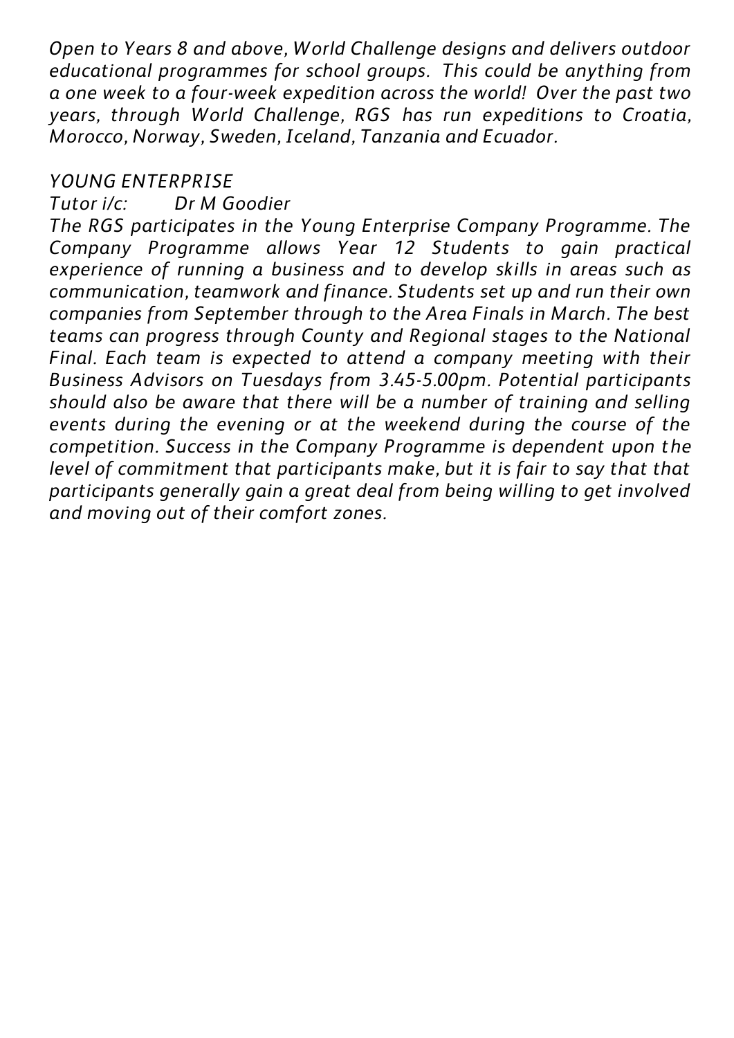*Open to Years 8 and above, World Challenge designs and delivers outdoor educational programmes for school groups. This could be anything from a one week to a four-week expedition across the world! Over the past two years, through World Challenge, RGS has run expeditions to Croatia, Morocco, Norway, Sweden, Iceland, Tanzania and Ecuador.*

*YOUNG ENTERPRISE*

*Tutor i/c: Dr M Goodier*

*The RGS participates in the Young Enterprise Company Programme. The Company Programme allows Year 12 Students to gain practical experience of running a business and to develop skills in areas such as communication, teamwork and finance. Students set up and run their own companies from September through to the Area Finals in March. The best teams can progress through County and Regional stages to the National Final. Each team is expected to attend a company meeting with their Business Advisors on Tuesdays from 3.45-5.00pm. Potential participants should also be aware that there will be a number of training and selling events during the evening or at the weekend during the course of the competition. Success in the Company Programme is dependent upon the level of commitment that participants make, but it is fair to say that that participants generally gain a great deal from being willing to get involved and moving out of their comfort zones.*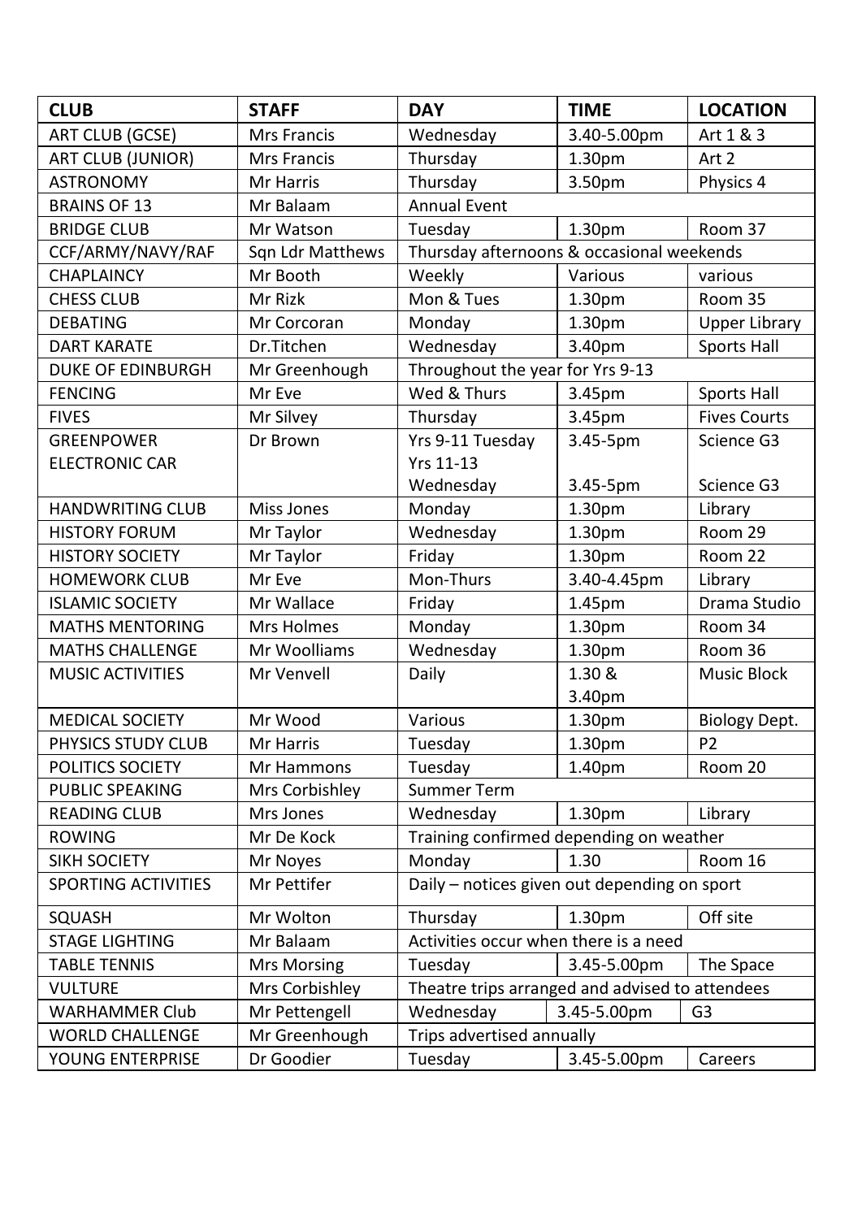| CLUB | STAFF | DAY | TIME | LOCATION |
| --- | --- | --- | --- | --- |
| ART CLUB (GCSE) | Mrs Francis | Wednesday | 3.40-5.00pm | Art 1 & 3 |
| ART CLUB (JUNIOR) | Mrs Francis | Thursday | 1.30pm | Art 2 |
| ASTRONOMY | Mr Harris | Thursday | 3.50pm | Physics 4 |
| BRAINS OF 13 | Mr Balaam | Annual Event | | |
| BRIDGE CLUB | Mr Watson | Tuesday | 1.30pm | Room 37 |
| CCF/ARMY/NAVY/RAF | Sqn Ldr Matthews | Thursday afternoons & occasional weekends | | |
| CHAPLAINCY | Mr Booth | Weekly | Various | various |
| CHESS CLUB | Mr Rizk | Mon & Tues | 1.30pm | Room 35 |
| DEBATING | Mr Corcoran | Monday | 1.30pm | Upper Library |
| DART KARATE | Dr.Titchen | Wednesday | 3.40pm | Sports Hall |
| DUKE OF EDINBURGH | Mr Greenhough | Throughout the year for Yrs 9-13 | | |
| FENCING | Mr Eve | Wed & Thurs | 3.45pm | Sports Hall |
| FIVES | Mr Silvey | Thursday | 3.45pm | Fives Courts |
| GREENPOWER ELECTRONIC CAR | Dr Brown | Yrs 9-11 Tuesday<br>Yrs 11-13 Wednesday | 3.45-5pm<br>3.45-5pm | Science G3<br>Science G3 |
| HANDWRITING CLUB | Miss Jones | Monday | 1.30pm | Library |
| HISTORY FORUM | Mr Taylor | Wednesday | 1.30pm | Room 29 |
| HISTORY SOCIETY | Mr Taylor | Friday | 1.30pm | Room 22 |
| HOMEWORK CLUB | Mr Eve | Mon-Thurs | 3.40-4.45pm | Library |
| ISLAMIC SOCIETY | Mr Wallace | Friday | 1.45pm | Drama Studio |
| MATHS MENTORING | Mrs Holmes | Monday | 1.30pm | Room 34 |
| MATHS CHALLENGE | Mr Woolliams | Wednesday | 1.30pm | Room 36 |
| MUSIC ACTIVITIES | Mr Venvell | Daily | 1.30 & 3.40pm | Music Block |
| MEDICAL SOCIETY | Mr Wood | Various | 1.30pm | Biology Dept. |
| PHYSICS STUDY CLUB | Mr Harris | Tuesday | 1.30pm | P2 |
| POLITICS SOCIETY | Mr Hammons | Tuesday | 1.40pm | Room 20 |
| PUBLIC SPEAKING | Mrs Corbishley | Summer Term | | |
| READING CLUB | Mrs Jones | Wednesday | 1.30pm | Library |
| ROWING | Mr De Kock | Training confirmed depending on weather | | |
| SIKH SOCIETY | Mr Noyes | Monday | 1.30 | Room 16 |
| SPORTING ACTIVITIES | Mr Pettifer | Daily – notices given out depending on sport | | |
| SQUASH | Mr Wolton | Thursday | 1.30pm | Off site |
| STAGE LIGHTING | Mr Balaam | Activities occur when there is a need | | |
| TABLE TENNIS | Mrs Morsing | Tuesday | 3.45-5.00pm | The Space |
| VULTURE | Mrs Corbishley | Theatre trips arranged and advised to attendees | | |
| WARHAMMER Club | Mr Pettengell | Wednesday | 3.45-5.00pm | G3 |
| WORLD CHALLENGE | Mr Greenhough | Trips advertised annually | | |
| YOUNG ENTERPRISE | Dr Goodier | Tuesday | 3.45-5.00pm | Careers |